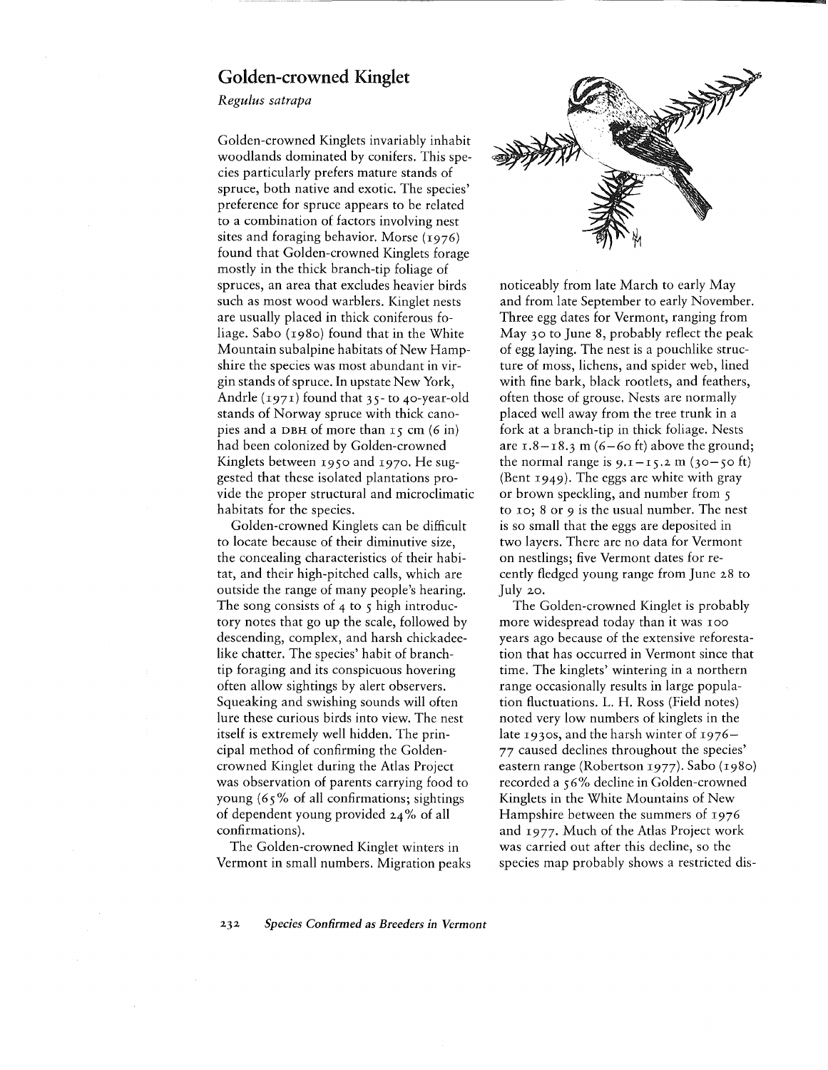# Golden-crowned Kinglet

*Regulus satrapa*

Golden-crowned Kinglets invariably inhabit woodlands dominated by conifers. This species particularly prefers mature stands of spruce, both native and exotic. The species' preference for spruce appears to be related to a combination of factors involving nest sites and foraging behavior. Morse (1976) found that Golden-crowned Kinglets forage mostly in the thick branch-tip foliage of spruces, an area that excludes heavier birds such as most wood warblers. Kinglet nests are usually placed in thick coniferous foliage. Sabo (1980) found that in the White Mountain subalpine habitats of New Hampshire the species was most abundant in virgin stands of spruce. In upstate New York, Andrle (1971) found that 35- to 40-year-old stands of Norway spruce with thick canopies and a DBH of more than 15 cm (6 in) had been colonized by Golden-crowned Kinglets between 1950 and 1970. He suggested that these isolated plantations provide the proper structural and microclimatic habitats for the species.

Golden-crowned Kinglets can be difficult to locate because of their diminutive size, the concealing characteristics of their habitat, and their high-pitched calls, which are outside the range of many people's hearing. The song consists of 4 to 5 high introductory notes that go up the scale, followed by descending, complex, and harsh chickadee-like chatter. The species' habit of branch-tip foraging and its conspicuous hovering often allow sightings by alert observers. Squeaking and swishing sounds will often lure these curious birds into view. The nest itself is extremely well hidden. The principal method of confirming the Golden-crowned Kinglet during the Atlas Project was observation of parents carrying food to young (65% of all confirmations; sightings of dependent young provided 24% of all confirmations).

The Golden-crowned Kinglet winters in Vermont in small numbers. Migration peaks noticeably from late March to early May and from late September to early November. Three egg dates for Vermont, ranging from May 30 to June 8, probably reflect the peak of egg laying. The nest is a pouchlike structure of moss, lichens, and spider web, lined with fine bark, black rootlets, and feathers, often those of grouse. Nests are normally placed well away from the tree trunk in a fork at a branch-tip in thick foliage. Nests are 1.8–18.3 m (6–60 ft) above the ground; the normal range is 9.1–15.2 m (30–50 ft) (Bent 1949). The eggs are white with gray or brown speckling, and number from 5 to 10; 8 or 9 is the usual number. The nest is so small that the eggs are deposited in two layers. There are no data for Vermont on nestlings; five Vermont dates for recently fledged young range from June 28 to July 20.

The Golden-crowned Kinglet is probably more widespread today than it was 100 years ago because of the extensive reforestation that has occurred in Vermont since that time. The kinglets' wintering in a northern range occasionally results in large population fluctuations. L. H. Ross (Field notes) noted very low numbers of kinglets in the late 1930s, and the harsh winter of 1976–77 caused declines throughout the species' eastern range (Robertson 1977). Sabo (1980) recorded a 56% decline in Golden-crowned Kinglets in the White Mountains of New Hampshire between the summers of 1976 and 1977. Much of the Atlas Project work was carried out after this decline, so the species map probably shows a restricted dis-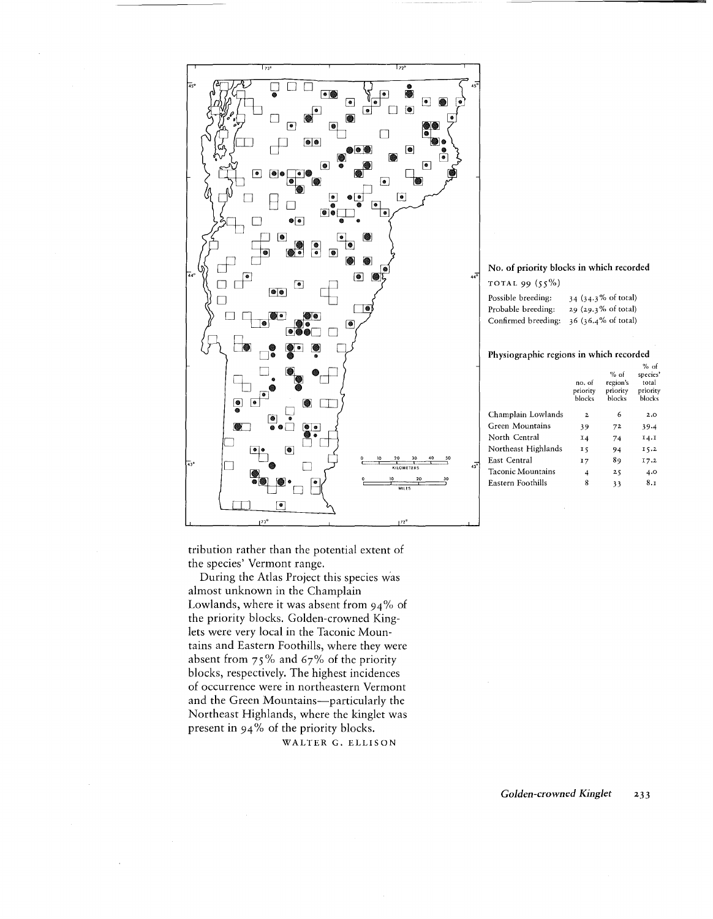73° 72°

45° 45°

44° 44°

43° 43°

0 10 20 30 40 50
KILOMETERS

0 10 20 30
MILES

73° 72°

**No. of priority blocks in which recorded**

TOTAL 99 (55%)

| | |
|---|---|
| Possible breeding: | 34 (34.3% of total) |
| Probable breeding: | 29 (29.3% of total) |
| Confirmed breeding: | 36 (36.4% of total) |

**Physiographic regions in which recorded**

| | no. of priority blocks | % of region's priority blocks | % of species' total priority blocks |
|---|---|---|---|
| Champlain Lowlands | 2 | 6 | 2.0 |
| Green Mountains | 39 | 72 | 39.4 |
| North Central | 14 | 74 | 14.1 |
| Northeast Highlands | 15 | 94 | 15.2 |
| East Central | 17 | 89 | 17.2 |
| Taconic Mountains | 4 | 25 | 4.0 |
| Eastern Foothills | 8 | 33 | 8.1 |

tribution rather than the potential extent of the species' Vermont range.

During the Atlas Project this species was almost unknown in the Champlain Lowlands, where it was absent from 94% of the priority blocks. Golden-crowned Kinglets were very local in the Taconic Mountains and Eastern Foothills, where they were absent from 75% and 67% of the priority blocks, respectively. The highest incidences of occurrence were in northeastern Vermont and the Green Mountains—particularly the Northeast Highlands, where the kinglet was present in 94% of the priority blocks.

WALTER G. ELLISON